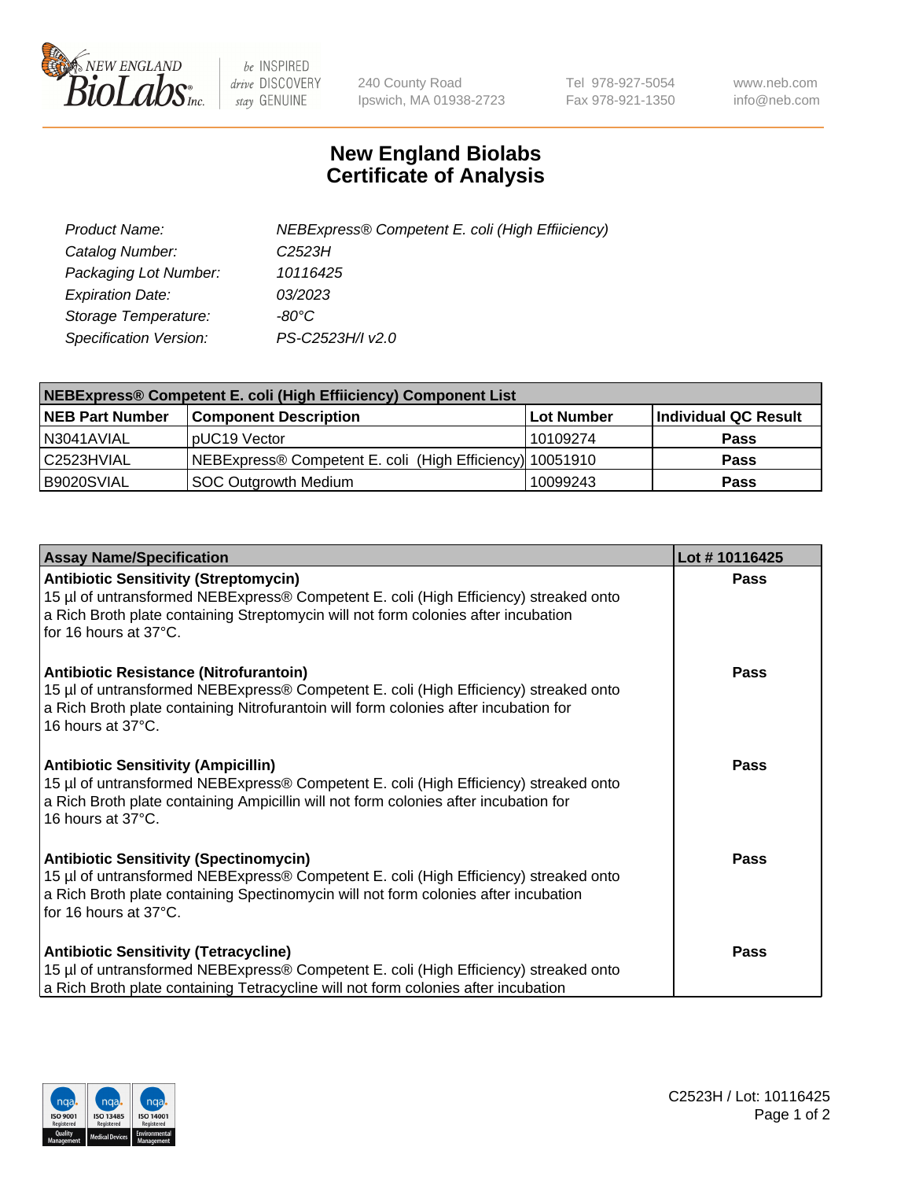New England Biolabs — be INSPIRED drive DISCOVERY stay GENUINE

240 County Road
Ipswich, MA 01938-2723

Tel 978-927-5054
Fax 978-921-1350

www.neb.com
info@neb.com

# New England Biolabs
# Certificate of Analysis

| | |
|---|---|
| *Product Name:* | *NEBExpress® Competent E. coli (High Effiiciency)* |
| *Catalog Number:* | *C2523H* |
| *Packaging Lot Number:* | *10116425* |
| *Expiration Date:* | *03/2023* |
| *Storage Temperature:* | *-80°C* |
| *Specification Version:* | *PS-C2523H/I v2.0* |

| NEBExpress® Competent E. coli (High Effiiciency) Component List | | | |
|---|---|---|---|
| **NEB Part Number** | **Component Description** | **Lot Number** | **Individual QC Result** |
| N3041AVIAL | pUC19 Vector | 10109274 | **Pass** |
| C2523HVIAL | NEBExpress® Competent E. coli (High Efficiency) | 10051910 | **Pass** |
| B9020SVIAL | SOC Outgrowth Medium | 10099243 | **Pass** |

| Assay Name/Specification | Lot # 10116425 |
|---|---|
| **Antibiotic Sensitivity (Streptomycin)**<br>15 µl of untransformed NEBExpress® Competent E. coli (High Efficiency) streaked onto a Rich Broth plate containing Streptomycin will not form colonies after incubation for 16 hours at 37°C. | **Pass** |
| **Antibiotic Resistance (Nitrofurantoin)**<br>15 µl of untransformed NEBExpress® Competent E. coli (High Efficiency) streaked onto a Rich Broth plate containing Nitrofurantoin will form colonies after incubation for 16 hours at 37°C. | **Pass** |
| **Antibiotic Sensitivity (Ampicillin)**<br>15 µl of untransformed NEBExpress® Competent E. coli (High Efficiency) streaked onto a Rich Broth plate containing Ampicillin will not form colonies after incubation for 16 hours at 37°C. | **Pass** |
| **Antibiotic Sensitivity (Spectinomycin)**<br>15 µl of untransformed NEBExpress® Competent E. coli (High Efficiency) streaked onto a Rich Broth plate containing Spectinomycin will not form colonies after incubation for 16 hours at 37°C. | **Pass** |
| **Antibiotic Sensitivity (Tetracycline)**<br>15 µl of untransformed NEBExpress® Competent E. coli (High Efficiency) streaked onto a Rich Broth plate containing Tetracycline will not form colonies after incubation | **Pass** |

C2523H / Lot: 10116425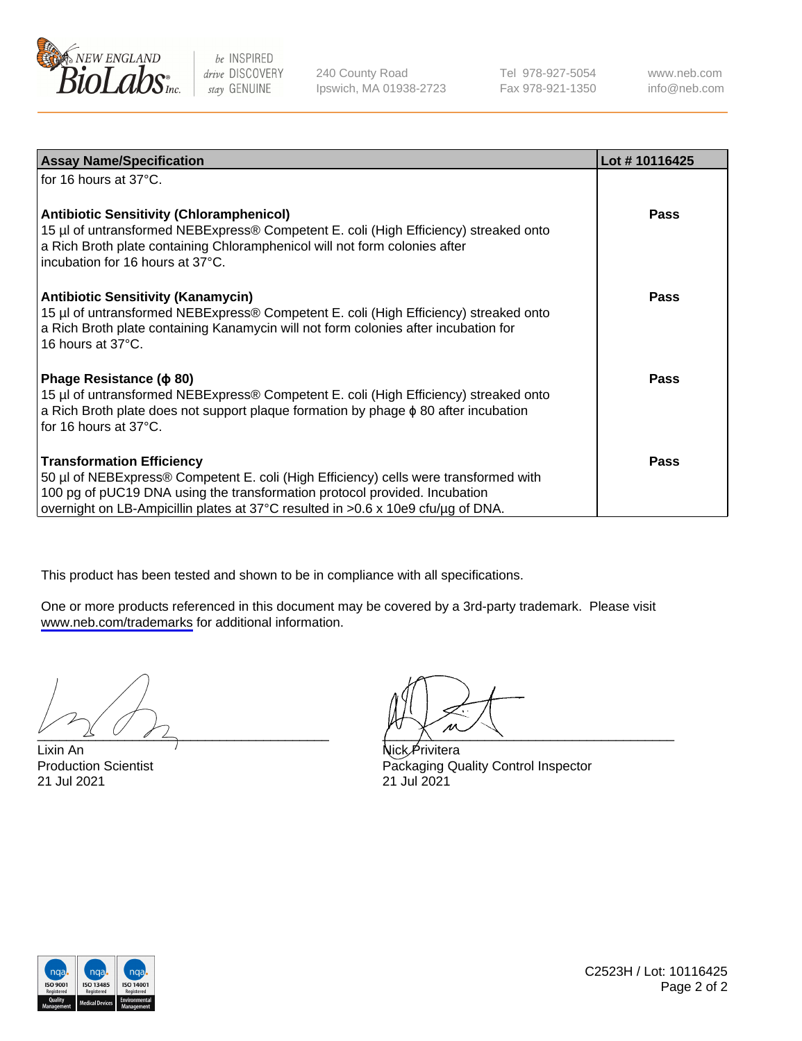| Assay Name/Specification | Lot # 10116425 |
|---|---|
| for 16 hours at 37°C. | |
| **Antibiotic Sensitivity (Chloramphenicol)**<br>15 µl of untransformed NEBExpress® Competent E. coli (High Efficiency) streaked onto a Rich Broth plate containing Chloramphenicol will not form colonies after incubation for 16 hours at 37°C. | **Pass** |
| **Antibiotic Sensitivity (Kanamycin)**<br>15 µl of untransformed NEBExpress® Competent E. coli (High Efficiency) streaked onto a Rich Broth plate containing Kanamycin will not form colonies after incubation for 16 hours at 37°C. | **Pass** |
| **Phage Resistance (ϕ 80)**<br>15 µl of untransformed NEBExpress® Competent E. coli (High Efficiency) streaked onto a Rich Broth plate does not support plaque formation by phage ϕ 80 after incubation for 16 hours at 37°C. | **Pass** |
| **Transformation Efficiency**<br>50 µl of NEBExpress® Competent E. coli (High Efficiency) cells were transformed with 100 pg of pUC19 DNA using the transformation protocol provided. Incubation overnight on LB-Ampicillin plates at 37°C resulted in >0.6 x 10e9 cfu/µg of DNA. | **Pass** |

This product has been tested and shown to be in compliance with all specifications.

One or more products referenced in this document may be covered by a 3rd-party trademark. Please visit www.neb.com/trademarks for additional information.

Lixin An
Production Scientist
21 Jul 2021

Nick Privitera
Packaging Quality Control Inspector
21 Jul 2021

C2523H / Lot: 10116425